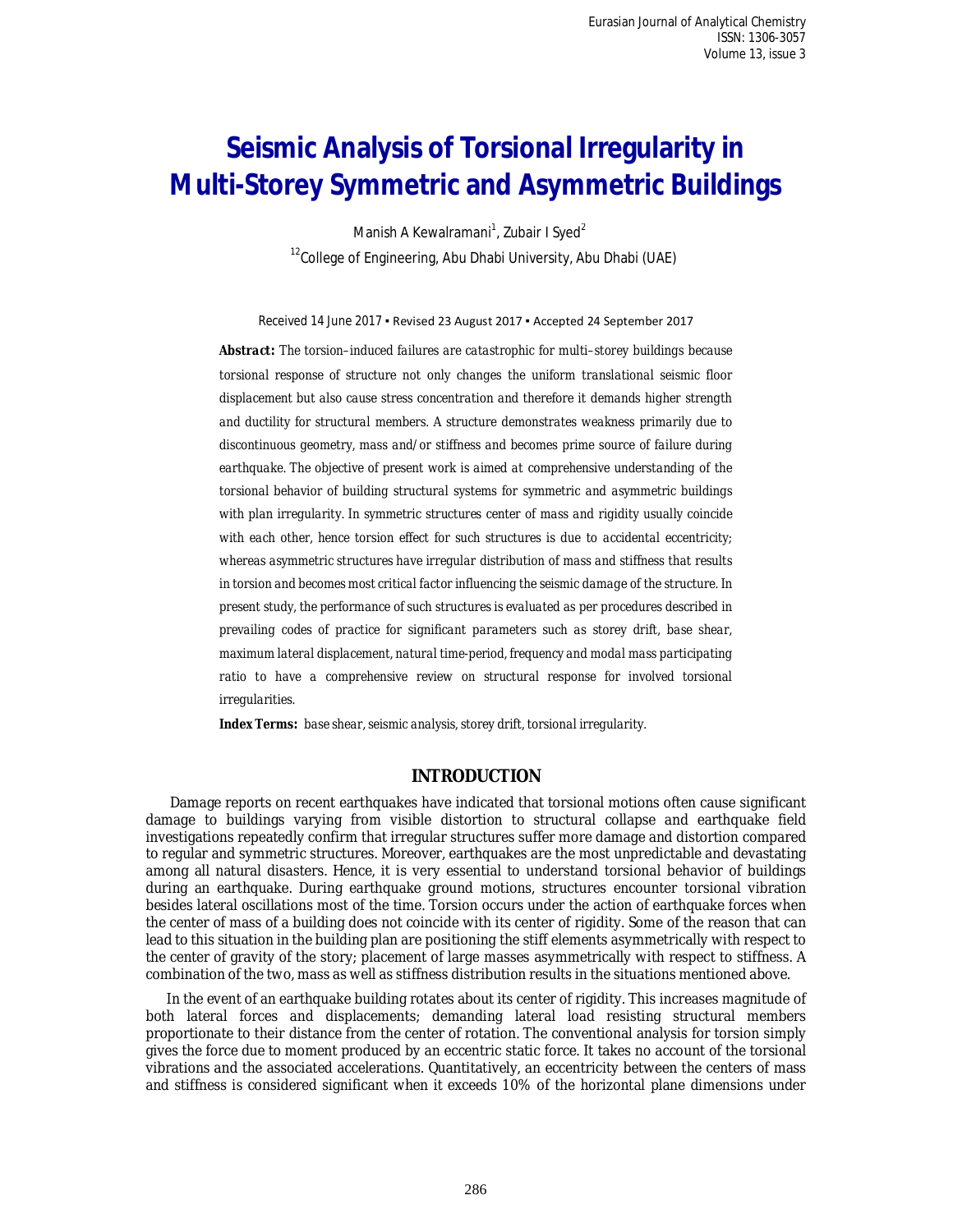# Seismic Analysis of Torsional Irregularity in Multi-Storey Symmetric and Asymmetric Buildings

Manish A Kewalramani[1], Zubair I Syed[2]

[12]College of Engineering, Abu Dhabi University, Abu Dhabi (UAE)

Received 14 June 2017 ▪ Revised 23 August 2017 ▪ Accepted 24 September 2017

***Abstract:*** *The torsion–induced failures are catastrophic for multi–storey buildings because torsional response of structure not only changes the uniform translational seismic floor displacement but also cause stress concentration and therefore it demands higher strength and ductility for structural members. A structure demonstrates weakness primarily due to discontinuous geometry, mass and/or stiffness and becomes prime source of failure during earthquake. The objective of present work is aimed at comprehensive understanding of the torsional behavior of building structural systems for symmetric and asymmetric buildings with plan irregularity. In symmetric structures center of mass and rigidity usually coincide with each other, hence torsion effect for such structures is due to accidental eccentricity; whereas asymmetric structures have irregular distribution of mass and stiffness that results in torsion and becomes most critical factor influencing the seismic damage of the structure. In present study, the performance of such structures is evaluated as per procedures described in prevailing codes of practice for significant parameters such as storey drift, base shear, maximum lateral displacement, natural time-period, frequency and modal mass participating ratio to have a comprehensive review on structural response for involved torsional irregularities.*

**Index Terms:** *base shear, seismic analysis, storey drift, torsional irregularity.*

## INTRODUCTION

Damage reports on recent earthquakes have indicated that torsional motions often cause significant damage to buildings varying from visible distortion to structural collapse and earthquake field investigations repeatedly confirm that irregular structures suffer more damage and distortion compared to regular and symmetric structures. Moreover, earthquakes are the most unpredictable and devastating among all natural disasters. Hence, it is very essential to understand torsional behavior of buildings during an earthquake. During earthquake ground motions, structures encounter torsional vibration besides lateral oscillations most of the time. Torsion occurs under the action of earthquake forces when the center of mass of a building does not coincide with its center of rigidity. Some of the reason that can lead to this situation in the building plan are positioning the stiff elements asymmetrically with respect to the center of gravity of the story; placement of large masses asymmetrically with respect to stiffness. A combination of the two, mass as well as stiffness distribution results in the situations mentioned above.

In the event of an earthquake building rotates about its center of rigidity. This increases magnitude of both lateral forces and displacements; demanding lateral load resisting structural members proportionate to their distance from the center of rotation. The conventional analysis for torsion simply gives the force due to moment produced by an eccentric static force. It takes no account of the torsional vibrations and the associated accelerations. Quantitatively, an eccentricity between the centers of mass and stiffness is considered significant when it exceeds 10% of the horizontal plane dimensions under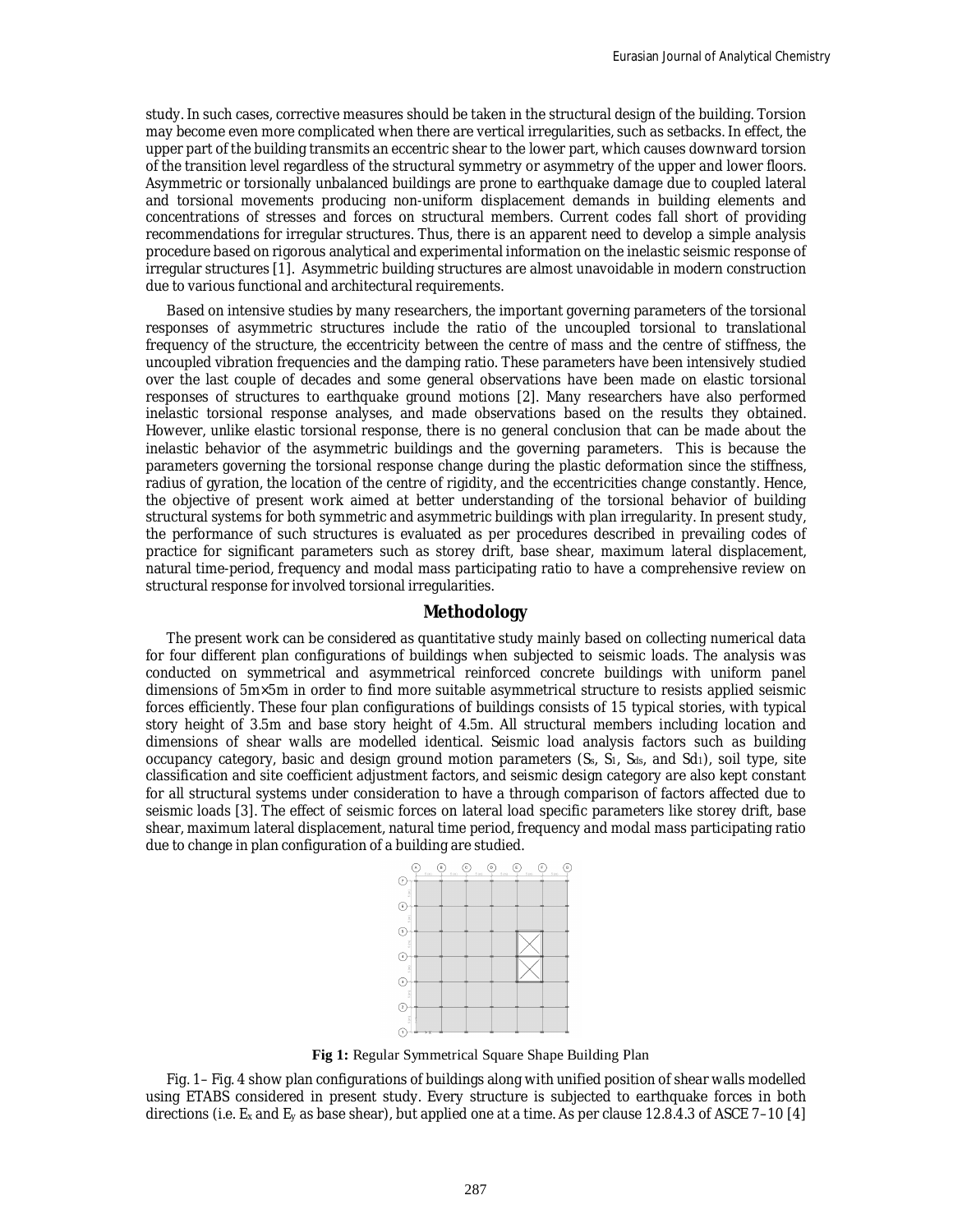study. In such cases, corrective measures should be taken in the structural design of the building. Torsion may become even more complicated when there are vertical irregularities, such as setbacks. In effect, the upper part of the building transmits an eccentric shear to the lower part, which causes downward torsion of the transition level regardless of the structural symmetry or asymmetry of the upper and lower floors. Asymmetric or torsionally unbalanced buildings are prone to earthquake damage due to coupled lateral and torsional movements producing non-uniform displacement demands in building elements and concentrations of stresses and forces on structural members. Current codes fall short of providing recommendations for irregular structures. Thus, there is an apparent need to develop a simple analysis procedure based on rigorous analytical and experimental information on the inelastic seismic response of irregular structures [1]. Asymmetric building structures are almost unavoidable in modern construction due to various functional and architectural requirements.

Based on intensive studies by many researchers, the important governing parameters of the torsional responses of asymmetric structures include the ratio of the uncoupled torsional to translational frequency of the structure, the eccentricity between the centre of mass and the centre of stiffness, the uncoupled vibration frequencies and the damping ratio. These parameters have been intensively studied over the last couple of decades and some general observations have been made on elastic torsional responses of structures to earthquake ground motions [2]. Many researchers have also performed inelastic torsional response analyses, and made observations based on the results they obtained. However, unlike elastic torsional response, there is no general conclusion that can be made about the inelastic behavior of the asymmetric buildings and the governing parameters. This is because the parameters governing the torsional response change during the plastic deformation since the stiffness, radius of gyration, the location of the centre of rigidity, and the eccentricities change constantly. Hence, the objective of present work aimed at better understanding of the torsional behavior of building structural systems for both symmetric and asymmetric buildings with plan irregularity. In present study, the performance of such structures is evaluated as per procedures described in prevailing codes of practice for significant parameters such as storey drift, base shear, maximum lateral displacement, natural time-period, frequency and modal mass participating ratio to have a comprehensive review on structural response for involved torsional irregularities.

## Methodology

The present work can be considered as quantitative study mainly based on collecting numerical data for four different plan configurations of buildings when subjected to seismic loads. The analysis was conducted on symmetrical and asymmetrical reinforced concrete buildings with uniform panel dimensions of 5m×5m in order to find more suitable asymmetrical structure to resists applied seismic forces efficiently. These four plan configurations of buildings consists of 15 typical stories, with typical story height of 3.5m and base story height of 4.5m. All structural members including location and dimensions of shear walls are modelled identical. Seismic load analysis factors such as building occupancy category, basic and design ground motion parameters ($S_s$, $S_1$, $S_{ds}$, and $Sd_1$), soil type, site classification and site coefficient adjustment factors, and seismic design category are also kept constant for all structural systems under consideration to have a through comparison of factors affected due to seismic loads [3]. The effect of seismic forces on lateral load specific parameters like storey drift, base shear, maximum lateral displacement, natural time period, frequency and modal mass participating ratio due to change in plan configuration of a building are studied.

**Fig 1:** Regular Symmetrical Square Shape Building Plan

Fig. 1– Fig. 4 show plan configurations of buildings along with unified position of shear walls modelled using ETABS considered in present study. Every structure is subjected to earthquake forces in both directions (i.e. $E_x$ and $E_y$ as base shear), but applied one at a time. As per clause 12.8.4.3 of ASCE 7–10 [4]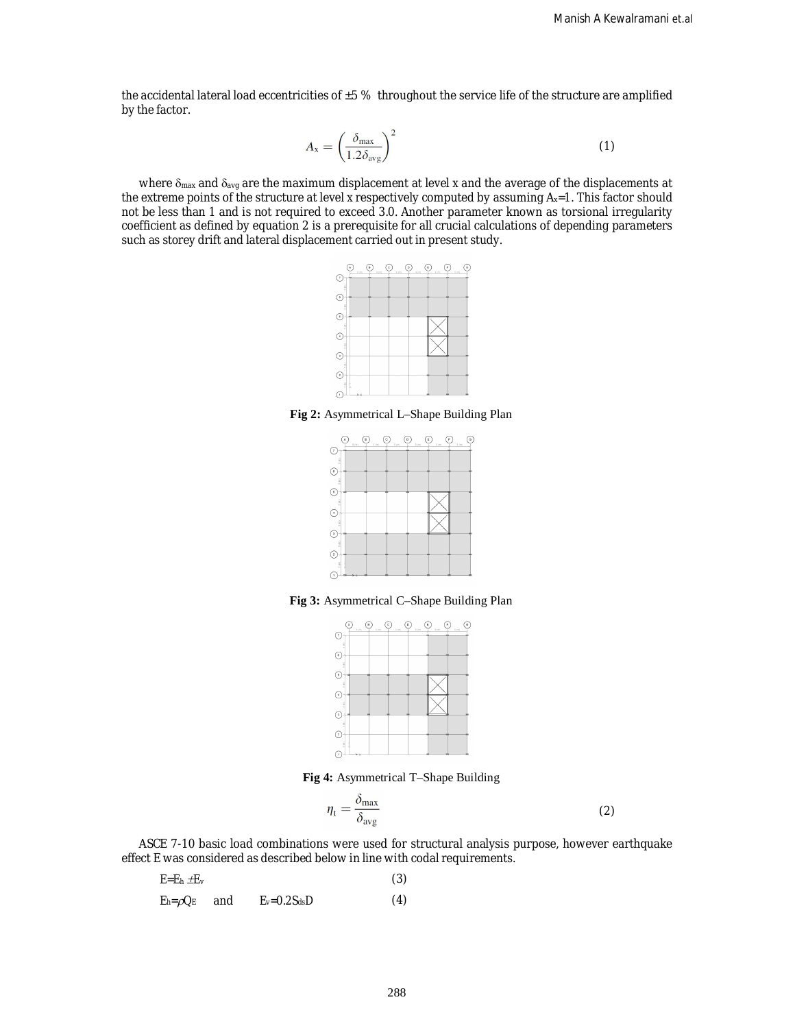the accidental lateral load eccentricities of ±5 % throughout the service life of the structure are amplified by the factor.

$$A_x = \left(\frac{\delta_{max}}{1.2\delta_{avg}}\right)^2 \tag{1}$$

where $\delta_{max}$ and $\delta_{avg}$ are the maximum displacement at level x and the average of the displacements at the extreme points of the structure at level x respectively computed by assuming $A_x$=1. This factor should not be less than 1 and is not required to exceed 3.0. Another parameter known as torsional irregularity coefficient as defined by equation 2 is a prerequisite for all crucial calculations of depending parameters such as storey drift and lateral displacement carried out in present study.

**Fig 2:** Asymmetrical L–Shape Building Plan

**Fig 3:** Asymmetrical C–Shape Building Plan

**Fig 4:** Asymmetrical T–Shape Building

$$\eta_t = \frac{\delta_{max}}{\delta_{avg}} \tag{2}$$

ASCE 7-10 basic load combinations were used for structural analysis purpose, however earthquake effect E was considered as described below in line with codal requirements.

$$E = E_h \pm E_v \tag{3}$$

$$E_h = \rho Q_E \quad \text{and} \quad E_v = 0.2 S_{ds} D \tag{4}$$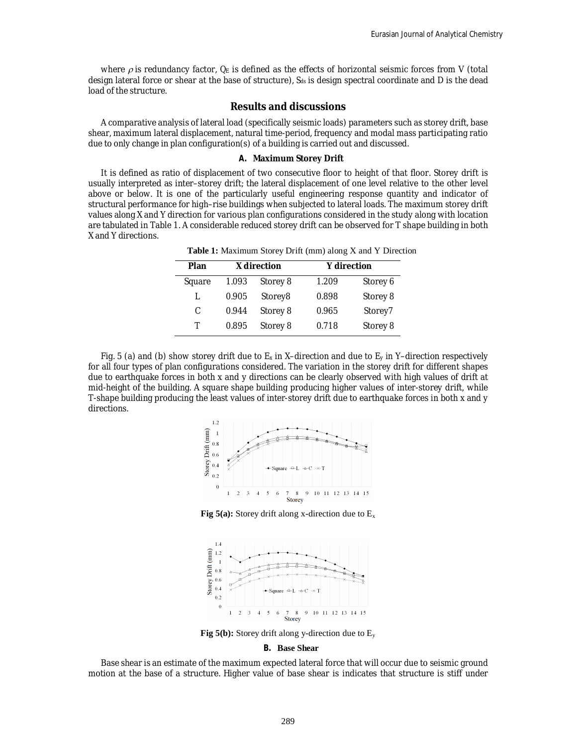where $\rho$ is redundancy factor, $Q_E$ is defined as the effects of horizontal seismic forces from V (total design lateral force or shear at the base of structure), $S_{ds}$ is design spectral coordinate and D is the dead load of the structure.

## Results and discussions

A comparative analysis of lateral load (specifically seismic loads) parameters such as storey drift, base shear, maximum lateral displacement, natural time-period, frequency and modal mass participating ratio due to only change in plan configuration(s) of a building is carried out and discussed.

### A. Maximum Storey Drift

It is defined as ratio of displacement of two consecutive floor to height of that floor. Storey drift is usually interpreted as inter–storey drift; the lateral displacement of one level relative to the other level above or below. It is one of the particularly useful engineering response quantity and indicator of structural performance for high–rise buildings when subjected to lateral loads. The maximum storey drift values along X and Y direction for various plan configurations considered in the study along with location are tabulated in Table 1. A considerable reduced storey drift can be observed for T shape building in both X and Y directions.

**Table 1:** Maximum Storey Drift (mm) along X and Y Direction

| Plan | X direction | | Y direction | |
|---|---|---|---|---|
| Square | 1.093 | Storey 8 | 1.209 | Storey 6 |
| L | 0.905 | Storey8 | 0.898 | Storey 8 |
| C | 0.944 | Storey 8 | 0.965 | Storey7 |
| T | 0.895 | Storey 8 | 0.718 | Storey 8 |

Fig. 5 (a) and (b) show storey drift due to $E_x$ in X–direction and due to $E_y$ in Y–direction respectively for all four types of plan configurations considered. The variation in the storey drift for different shapes due to earthquake forces in both x and y directions can be clearly observed with high values of drift at mid-height of the building. A square shape building producing higher values of inter-storey drift, while T-shape building producing the least values of inter-storey drift due to earthquake forces in both x and y directions.

**Fig 5(a):** Storey drift along x-direction due to $E_x$

**Fig 5(b):** Storey drift along y-direction due to $E_y$

### B. Base Shear

Base shear is an estimate of the maximum expected lateral force that will occur due to seismic ground motion at the base of a structure. Higher value of base shear is indicates that structure is stiff under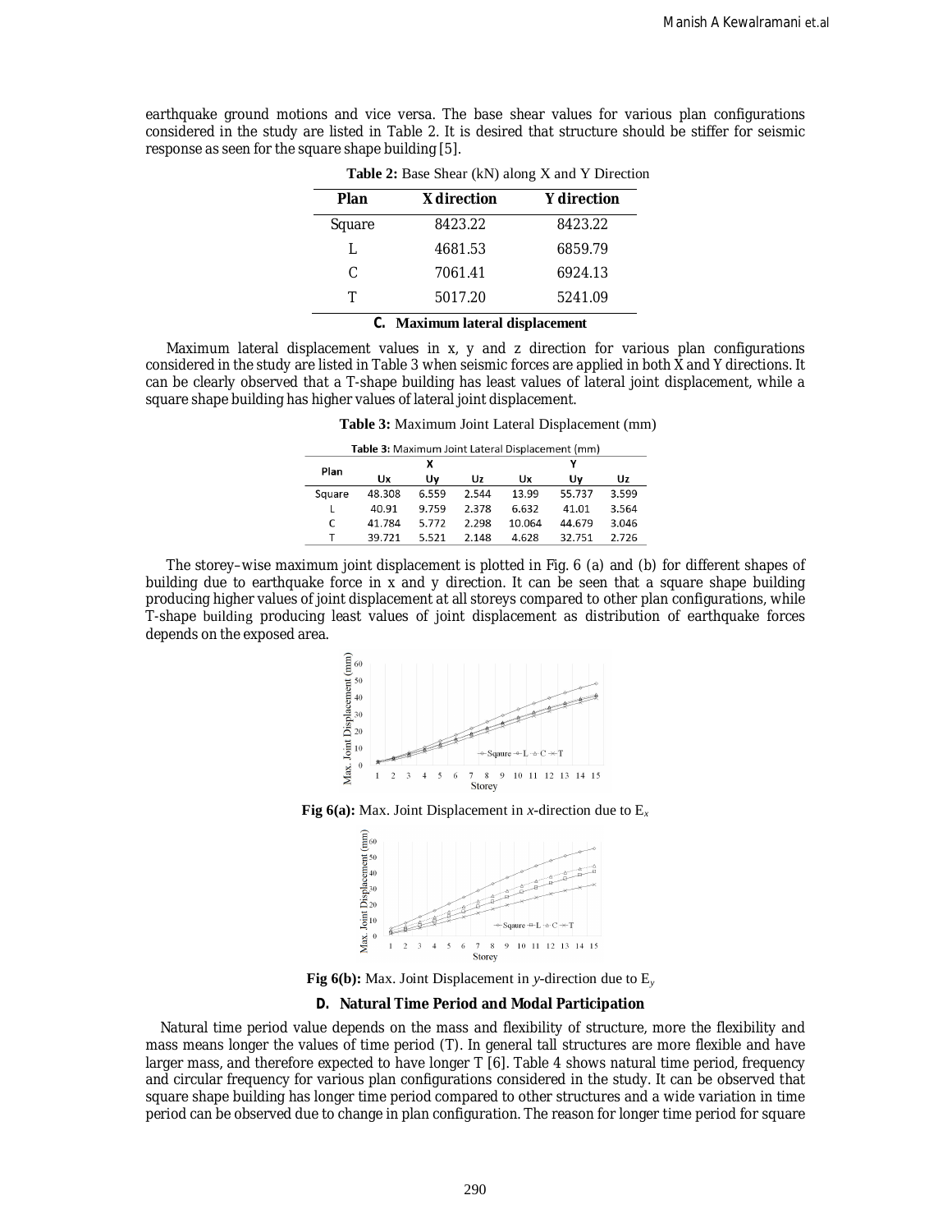earthquake ground motions and vice versa. The base shear values for various plan configurations considered in the study are listed in Table 2. It is desired that structure should be stiffer for seismic response as seen for the square shape building [5].

**Table 2:** Base Shear (kN) along X and Y Direction

| Plan | X direction | Y direction |
|---|---|---|
| Square | 8423.22 | 8423.22 |
| L | 4681.53 | 6859.79 |
| C | 7061.41 | 6924.13 |
| T | 5017.20 | 5241.09 |

### C. Maximum lateral displacement

Maximum lateral displacement values in x, y and z direction for various plan configurations considered in the study are listed in Table 3 when seismic forces are applied in both X and Y directions. It can be clearly observed that a T-shape building has least values of lateral joint displacement, while a square shape building has higher values of lateral joint displacement.

**Table 3:** Maximum Joint Lateral Displacement (mm)

| Plan | X | | | Y | | |
|---|---|---|---|---|---|---|
| | Ux | Uy | Uz | Ux | Uy | Uz |
| Square | 48.308 | 6.559 | 2.544 | 13.99 | 55.737 | 3.599 |
| L | 40.91 | 9.759 | 2.378 | 6.632 | 41.01 | 3.564 |
| C | 41.784 | 5.772 | 2.298 | 10.064 | 44.679 | 3.046 |
| T | 39.721 | 5.521 | 2.148 | 4.628 | 32.751 | 2.726 |

The storey–wise maximum joint displacement is plotted in Fig. 6 (a) and (b) for different shapes of building due to earthquake force in x and y direction. It can be seen that a square shape building producing higher values of joint displacement at all storeys compared to other plan configurations, while T-shape building producing least values of joint displacement as distribution of earthquake forces depends on the exposed area.

**Fig 6(a):** Max. Joint Displacement in *x*-direction due to $E_x$

**Fig 6(b):** Max. Joint Displacement in *y*-direction due to $E_y$

### D. Natural Time Period and Modal Participation

Natural time period value depends on the mass and flexibility of structure, more the flexibility and mass means longer the values of time period (T). In general tall structures are more flexible and have larger mass, and therefore expected to have longer T [6]. Table 4 shows natural time period, frequency and circular frequency for various plan configurations considered in the study. It can be observed that square shape building has longer time period compared to other structures and a wide variation in time period can be observed due to change in plan configuration. The reason for longer time period for square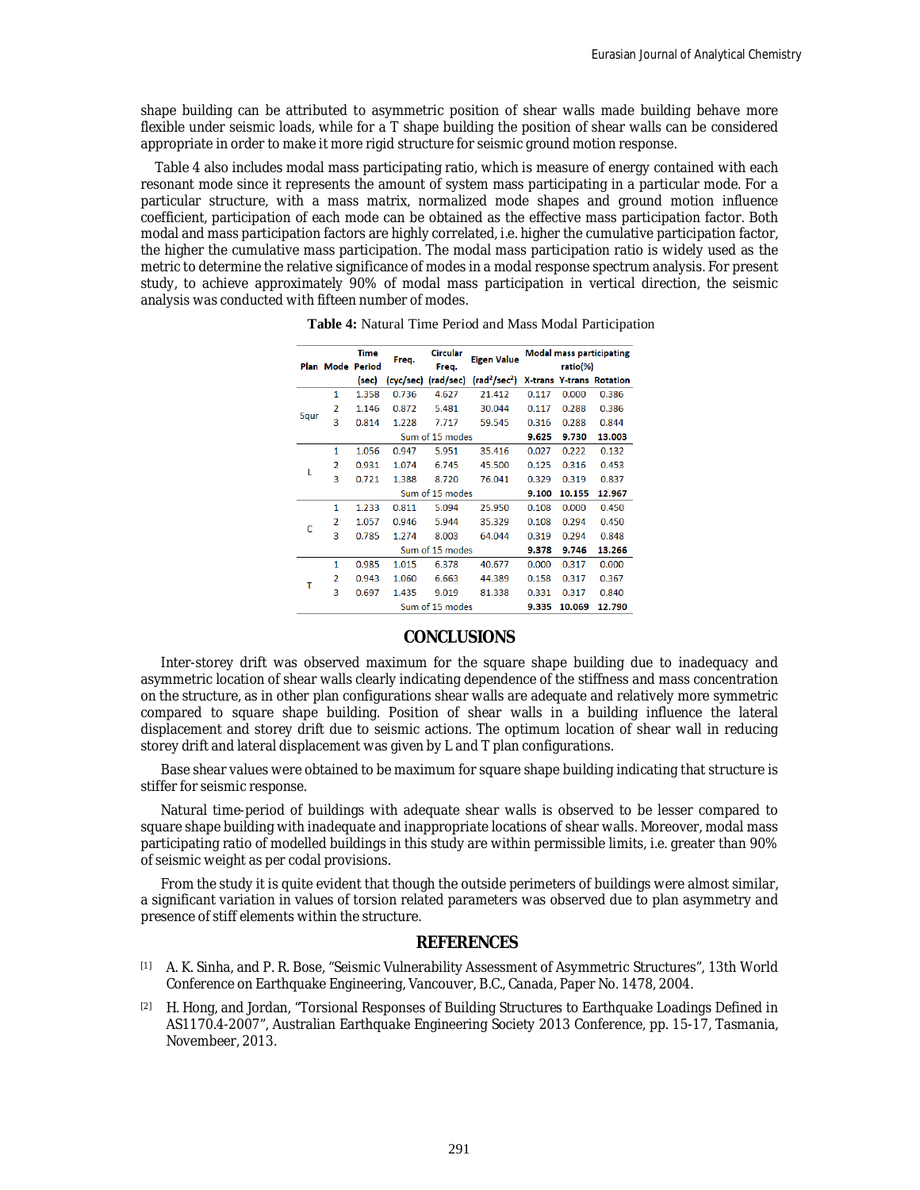shape building can be attributed to asymmetric position of shear walls made building behave more flexible under seismic loads, while for a T shape building the position of shear walls can be considered appropriate in order to make it more rigid structure for seismic ground motion response.

Table 4 also includes modal mass participating ratio, which is measure of energy contained with each resonant mode since it represents the amount of system mass participating in a particular mode. For a particular structure, with a mass matrix, normalized mode shapes and ground motion influence coefficient, participation of each mode can be obtained as the effective mass participation factor. Both modal and mass participation factors are highly correlated, i.e. higher the cumulative participation factor, the higher the cumulative mass participation. The modal mass participation ratio is widely used as the metric to determine the relative significance of modes in a modal response spectrum analysis. For present study, to achieve approximately 90% of modal mass participation in vertical direction, the seismic analysis was conducted with fifteen number of modes.

**Table 4:** Natural Time Period and Mass Modal Participation

| Plan | Mode | Time Period (sec) | Freq. (cyc/sec) | Circular Freq. (rad/sec) | Eigen Value ($rad^2/sec^2$) | Modal mass participating ratio(%) | | |
|---|---|---|---|---|---|---|---|---|
| | | | | | | X-trans | Y-trans | Rotation |
| Squr | 1 | 1.358 | 0.736 | 4.627 | 21.412 | 0.117 | 0.000 | 0.386 |
| | 2 | 1.146 | 0.872 | 5.481 | 30.044 | 0.117 | 0.288 | 0.386 |
| | 3 | 0.814 | 1.228 | 7.717 | 59.545 | 0.316 | 0.288 | 0.844 |
| | Sum of 15 modes | | | | | **9.625** | **9.730** | **13.003** |
| L | 1 | 1.056 | 0.947 | 5.951 | 35.416 | 0.027 | 0.222 | 0.132 |
| | 2 | 0.931 | 1.074 | 6.745 | 45.500 | 0.125 | 0.316 | 0.453 |
| | 3 | 0.721 | 1.388 | 8.720 | 76.041 | 0.329 | 0.319 | 0.837 |
| | Sum of 15 modes | | | | | **9.100** | **10.155** | **12.967** |
| C | 1 | 1.233 | 0.811 | 5.094 | 25.950 | 0.108 | 0.000 | 0.450 |
| | 2 | 1.057 | 0.946 | 5.944 | 35.329 | 0.108 | 0.294 | 0.450 |
| | 3 | 0.785 | 1.274 | 8.003 | 64.044 | 0.319 | 0.294 | 0.848 |
| | Sum of 15 modes | | | | | **9.378** | **9.746** | **13.266** |
| T | 1 | 0.985 | 1.015 | 6.378 | 40.677 | 0.000 | 0.317 | 0.000 |
| | 2 | 0.943 | 1.060 | 6.663 | 44.389 | 0.158 | 0.317 | 0.367 |
| | 3 | 0.697 | 1.435 | 9.019 | 81.338 | 0.331 | 0.317 | 0.840 |
| | Sum of 15 modes | | | | | **9.335** | **10.069** | **12.790** |

## CONCLUSIONS

Inter-storey drift was observed maximum for the square shape building due to inadequacy and asymmetric location of shear walls clearly indicating dependence of the stiffness and mass concentration on the structure, as in other plan configurations shear walls are adequate and relatively more symmetric compared to square shape building. Position of shear walls in a building influence the lateral displacement and storey drift due to seismic actions. The optimum location of shear wall in reducing storey drift and lateral displacement was given by L and T plan configurations.

Base shear values were obtained to be maximum for square shape building indicating that structure is stiffer for seismic response.

Natural time-period of buildings with adequate shear walls is observed to be lesser compared to square shape building with inadequate and inappropriate locations of shear walls. Moreover, modal mass participating ratio of modelled buildings in this study are within permissible limits, i.e. greater than 90% of seismic weight as per codal provisions.

From the study it is quite evident that though the outside perimeters of buildings were almost similar, a significant variation in values of torsion related parameters was observed due to plan asymmetry and presence of stiff elements within the structure.

## REFERENCES

[1] A. K. Sinha, and P. R. Bose, "Seismic Vulnerability Assessment of Asymmetric Structures", 13th World Conference on Earthquake Engineering, Vancouver, B.C., Canada, Paper No. 1478, 2004.

[2] H. Hong, and Jordan, "Torsional Responses of Building Structures to Earthquake Loadings Defined in AS1170.4-2007", Australian Earthquake Engineering Society 2013 Conference, pp. 15-17, Tasmania, Novembeer, 2013.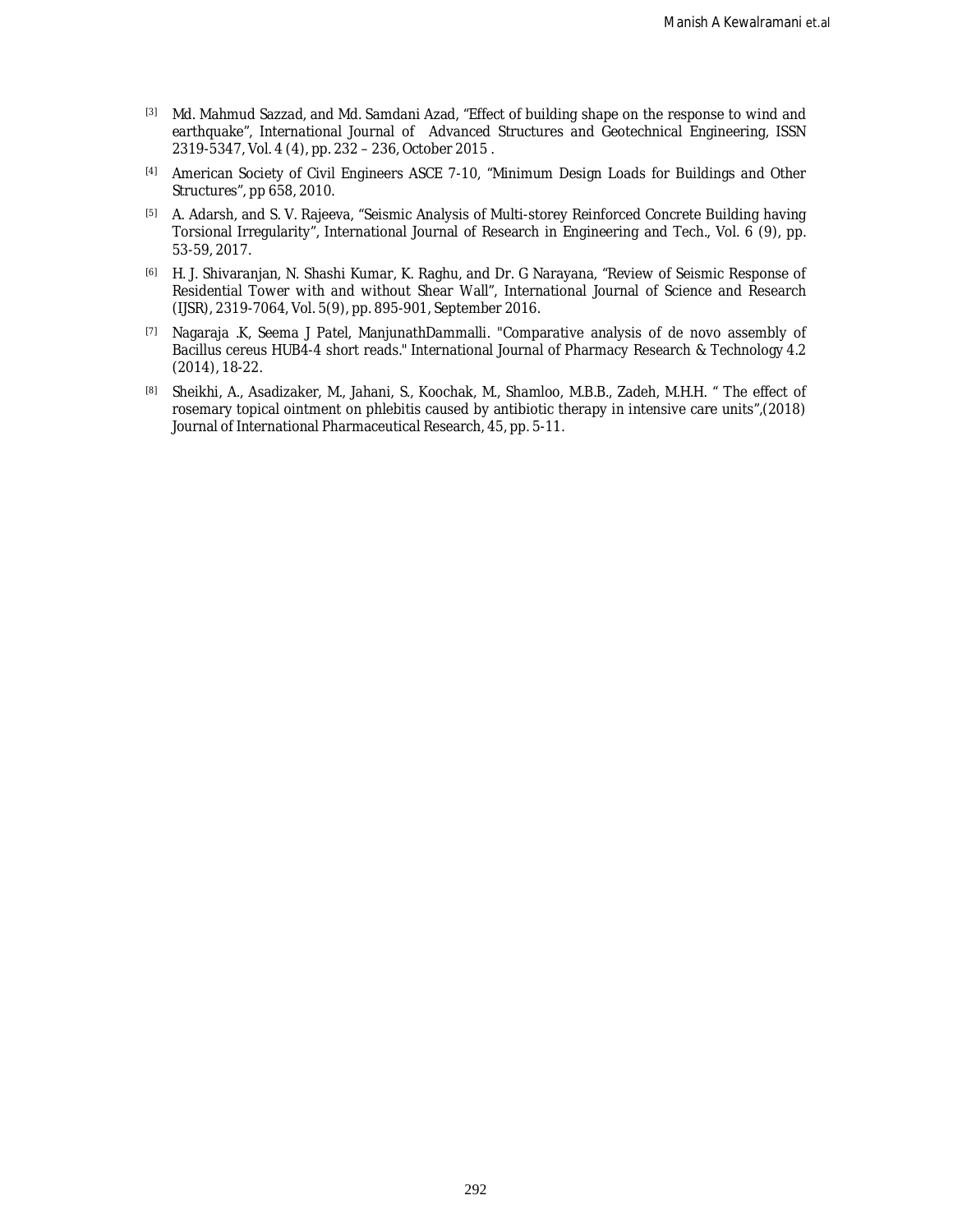[3] Md. Mahmud Sazzad, and Md. Samdani Azad, "Effect of building shape on the response to wind and earthquake", International Journal of Advanced Structures and Geotechnical Engineering, ISSN 2319-5347, Vol. 4 (4), pp. 232 – 236, October 2015 .

[4] American Society of Civil Engineers ASCE 7-10, "Minimum Design Loads for Buildings and Other Structures", pp 658, 2010.

[5] A. Adarsh, and S. V. Rajeeva, "Seismic Analysis of Multi-storey Reinforced Concrete Building having Torsional Irregularity", International Journal of Research in Engineering and Tech., Vol. 6 (9), pp. 53-59, 2017.

[6] H. J. Shivaranjan, N. Shashi Kumar, K. Raghu, and Dr. G Narayana, "Review of Seismic Response of Residential Tower with and without Shear Wall", International Journal of Science and Research (IJSR), 2319-7064, Vol. 5(9), pp. 895-901, September 2016.

[7] Nagaraja .K, Seema J Patel, ManjunathDammalli. "Comparative analysis of de novo assembly of Bacillus cereus HUB4-4 short reads." International Journal of Pharmacy Research & Technology 4.2 (2014), 18-22.

[8] Sheikhi, A., Asadizaker, M., Jahani, S., Koochak, M., Shamloo, M.B.B., Zadeh, M.H.H. " The effect of rosemary topical ointment on phlebitis caused by antibiotic therapy in intensive care units",(2018) Journal of International Pharmaceutical Research, 45, pp. 5-11.